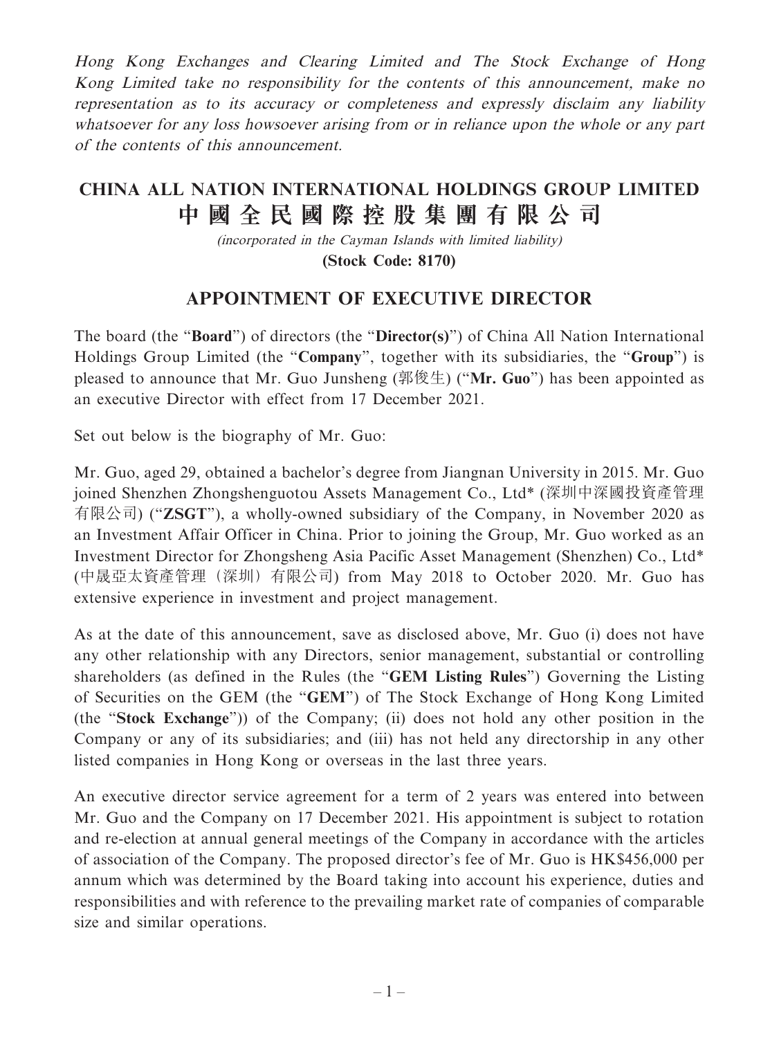*Hong Kong Exchanges and Clearing Limited and The Stock Exchange of Hong Kong Limited take no responsibility for the contents of this announcement, make no representation as to its accuracy or completeness and expressly disclaim any liability whatsoever for any loss howsoever arising from or in reliance upon the whole or any part of the contents of this announcement.*

# CHINA ALL NATION INTERNATIONAL HOLDINGS GROUP LIMITED
# 中國全民國際控股集團有限公司

*(incorporated in the Cayman Islands with limited liability)*

**(Stock Code: 8170)**

## APPOINTMENT OF EXECUTIVE DIRECTOR

The board (the "**Board**") of directors (the "**Director(s)**") of China All Nation International Holdings Group Limited (the "**Company**", together with its subsidiaries, the "**Group**") is pleased to announce that Mr. Guo Junsheng (郭俊生) ("**Mr. Guo**") has been appointed as an executive Director with effect from 17 December 2021.

Set out below is the biography of Mr. Guo:

Mr. Guo, aged 29, obtained a bachelor's degree from Jiangnan University in 2015. Mr. Guo joined Shenzhen Zhongshenguotou Assets Management Co., Ltd* (深圳中深國投資產管理有限公司) ("**ZSGT**"), a wholly-owned subsidiary of the Company, in November 2020 as an Investment Affair Officer in China. Prior to joining the Group, Mr. Guo worked as an Investment Director for Zhongsheng Asia Pacific Asset Management (Shenzhen) Co., Ltd* (中晟亞太資產管理（深圳）有限公司) from May 2018 to October 2020. Mr. Guo has extensive experience in investment and project management.

As at the date of this announcement, save as disclosed above, Mr. Guo (i) does not have any other relationship with any Directors, senior management, substantial or controlling shareholders (as defined in the Rules (the "**GEM Listing Rules**") Governing the Listing of Securities on the GEM (the "**GEM**") of The Stock Exchange of Hong Kong Limited (the "**Stock Exchange**")) of the Company; (ii) does not hold any other position in the Company or any of its subsidiaries; and (iii) has not held any directorship in any other listed companies in Hong Kong or overseas in the last three years.

An executive director service agreement for a term of 2 years was entered into between Mr. Guo and the Company on 17 December 2021. His appointment is subject to rotation and re-election at annual general meetings of the Company in accordance with the articles of association of the Company. The proposed director's fee of Mr. Guo is HK$456,000 per annum which was determined by the Board taking into account his experience, duties and responsibilities and with reference to the prevailing market rate of companies of comparable size and similar operations.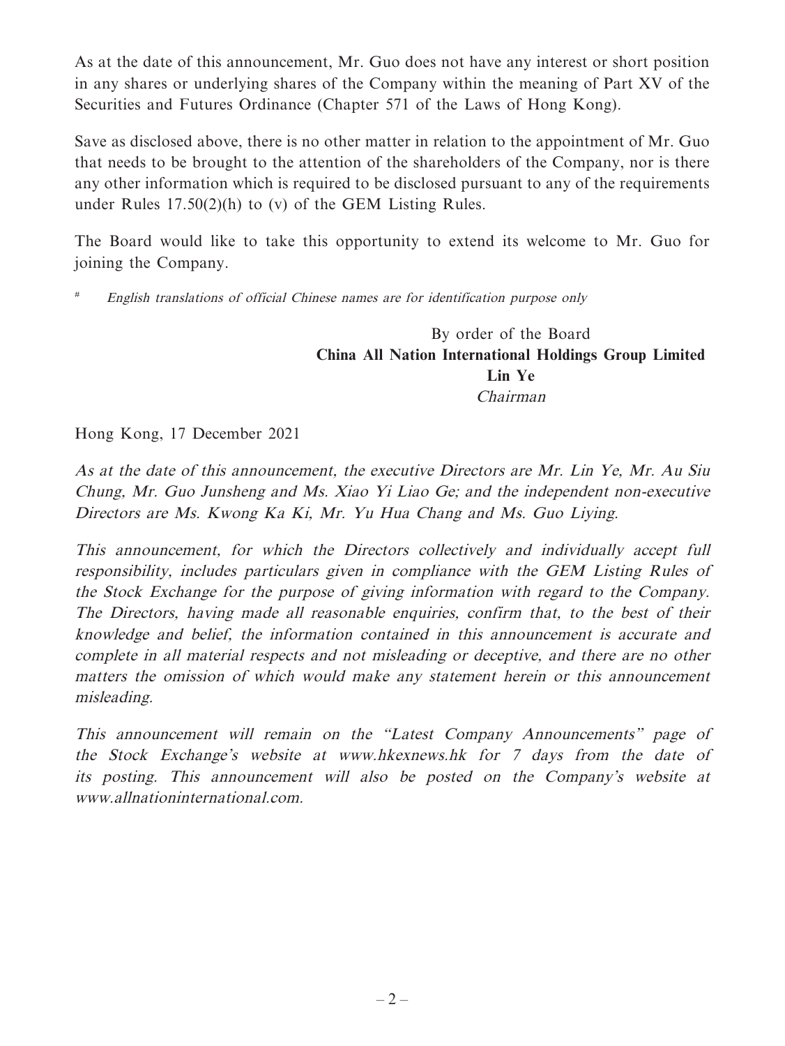As at the date of this announcement, Mr. Guo does not have any interest or short position in any shares or underlying shares of the Company within the meaning of Part XV of the Securities and Futures Ordinance (Chapter 571 of the Laws of Hong Kong).

Save as disclosed above, there is no other matter in relation to the appointment of Mr. Guo that needs to be brought to the attention of the shareholders of the Company, nor is there any other information which is required to be disclosed pursuant to any of the requirements under Rules 17.50(2)(h) to (v) of the GEM Listing Rules.

The Board would like to take this opportunity to extend its welcome to Mr. Guo for joining the Company.

# *English translations of official Chinese names are for identification purpose only*

By order of the Board
**China All Nation International Holdings Group Limited**
**Lin Ye**
*Chairman*

Hong Kong, 17 December 2021

*As at the date of this announcement, the executive Directors are Mr. Lin Ye, Mr. Au Siu Chung, Mr. Guo Junsheng and Ms. Xiao Yi Liao Ge; and the independent non-executive Directors are Ms. Kwong Ka Ki, Mr. Yu Hua Chang and Ms. Guo Liying.*

*This announcement, for which the Directors collectively and individually accept full responsibility, includes particulars given in compliance with the GEM Listing Rules of the Stock Exchange for the purpose of giving information with regard to the Company. The Directors, having made all reasonable enquiries, confirm that, to the best of their knowledge and belief, the information contained in this announcement is accurate and complete in all material respects and not misleading or deceptive, and there are no other matters the omission of which would make any statement herein or this announcement misleading.*

*This announcement will remain on the "Latest Company Announcements" page of the Stock Exchange's website at www.hkexnews.hk for 7 days from the date of its posting. This announcement will also be posted on the Company's website at www.allnationinternational.com.*